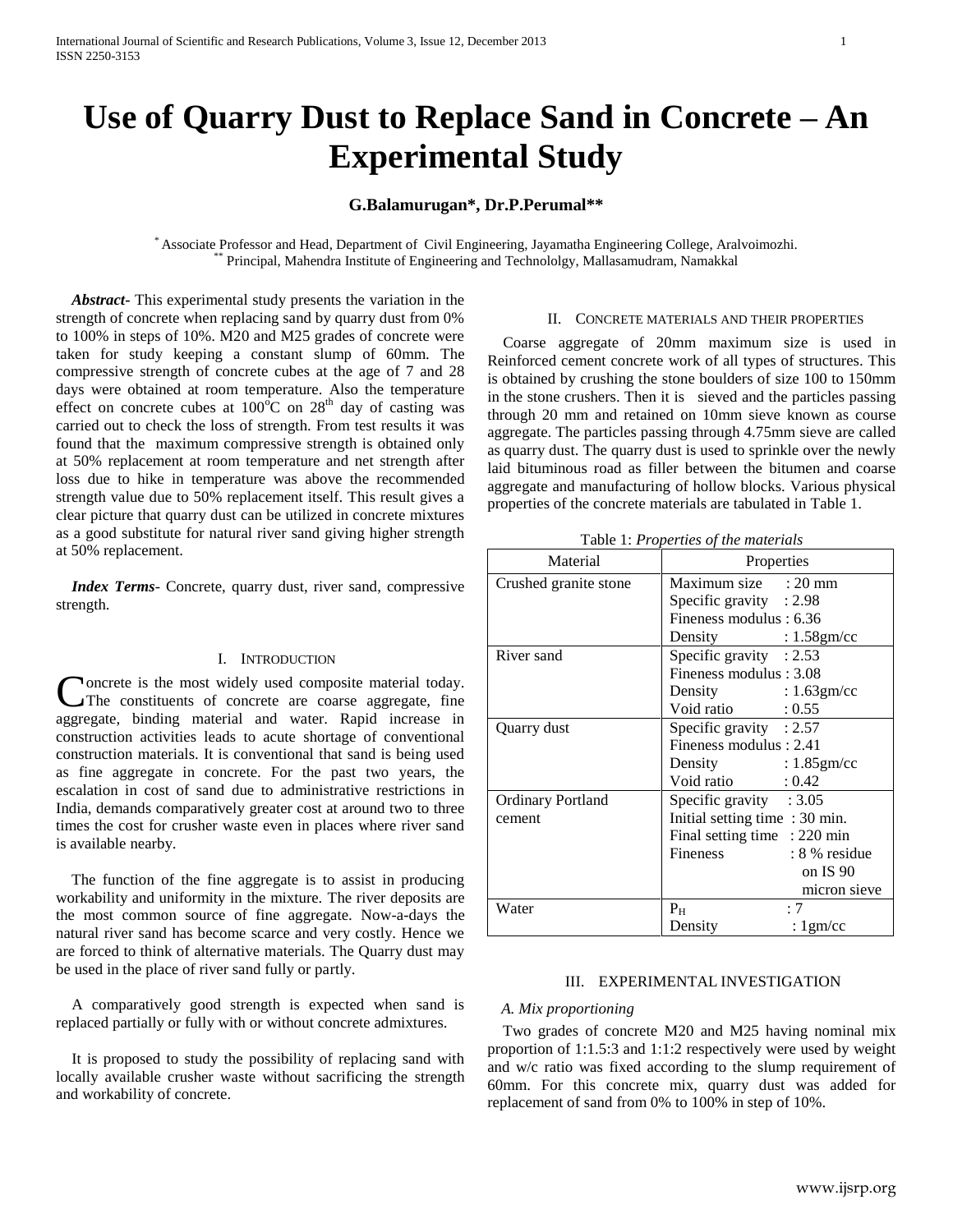# Use of Quarry Dust to Replace Sand in Concrete – An Experimental Study

**G.Balamurugan*, Dr.P.Perumal****

[*] Associate Professor and Head, Department of Civil Engineering, Jayamatha Engineering College, Aralvoimozhi.
[**] Principal, Mahendra Institute of Engineering and Technololgy, Mallasamudram, Namakkal

***Abstract***- This experimental study presents the variation in the strength of concrete when replacing sand by quarry dust from 0% to 100% in steps of 10%. M20 and M25 grades of concrete were taken for study keeping a constant slump of 60mm. The compressive strength of concrete cubes at the age of 7 and 28 days were obtained at room temperature. Also the temperature effect on concrete cubes at $100^oC$ on $28^{th}$ day of casting was carried out to check the loss of strength. From test results it was found that the maximum compressive strength is obtained only at 50% replacement at room temperature and net strength after loss due to hike in temperature was above the recommended strength value due to 50% replacement itself. This result gives a clear picture that quarry dust can be utilized in concrete mixtures as a good substitute for natural river sand giving higher strength at 50% replacement.

***Index Terms***- Concrete, quarry dust, river sand, compressive strength.

## I. Introduction

Concrete is the most widely used composite material today. The constituents of concrete are coarse aggregate, fine aggregate, binding material and water. Rapid increase in construction activities leads to acute shortage of conventional construction materials. It is conventional that sand is being used as fine aggregate in concrete. For the past two years, the escalation in cost of sand due to administrative restrictions in India, demands comparatively greater cost at around two to three times the cost for crusher waste even in places where river sand is available nearby.

The function of the fine aggregate is to assist in producing workability and uniformity in the mixture. The river deposits are the most common source of fine aggregate. Now-a-days the natural river sand has become scarce and very costly. Hence we are forced to think of alternative materials. The Quarry dust may be used in the place of river sand fully or partly.

A comparatively good strength is expected when sand is replaced partially or fully with or without concrete admixtures.

It is proposed to study the possibility of replacing sand with locally available crusher waste without sacrificing the strength and workability of concrete.

## II. Concrete materials and their properties

Coarse aggregate of 20mm maximum size is used in Reinforced cement concrete work of all types of structures. This is obtained by crushing the stone boulders of size 100 to 150mm in the stone crushers. Then it is sieved and the particles passing through 20 mm and retained on 10mm sieve known as course aggregate. The particles passing through 4.75mm sieve are called as quarry dust. The quarry dust is used to sprinkle over the newly laid bituminous road as filler between the bitumen and coarse aggregate and manufacturing of hollow blocks. Various physical properties of the concrete materials are tabulated in Table 1.

Table 1: *Properties of the materials*

| Material | Properties |
|---|---|
| Crushed granite stone | Maximum size : 20 mm<br>Specific gravity : 2.98<br>Fineness modulus : 6.36<br>Density : 1.58gm/cc |
| River sand | Specific gravity : 2.53<br>Fineness modulus : 3.08<br>Density : 1.63gm/cc<br>Void ratio : 0.55 |
| Quarry dust | Specific gravity : 2.57<br>Fineness modulus : 2.41<br>Density : 1.85gm/cc<br>Void ratio : 0.42 |
| Ordinary Portland cement | Specific gravity : 3.05<br>Initial setting time : 30 min.<br>Final setting time : 220 min<br>Fineness : 8 % residue on IS 90 micron sieve |
| Water | $P_H$ : 7<br>Density : 1gm/cc |

## III. EXPERIMENTAL INVESTIGATION

### *A. Mix proportioning*

Two grades of concrete M20 and M25 having nominal mix proportion of 1:1.5:3 and 1:1:2 respectively were used by weight and w/c ratio was fixed according to the slump requirement of 60mm. For this concrete mix, quarry dust was added for replacement of sand from 0% to 100% in step of 10%.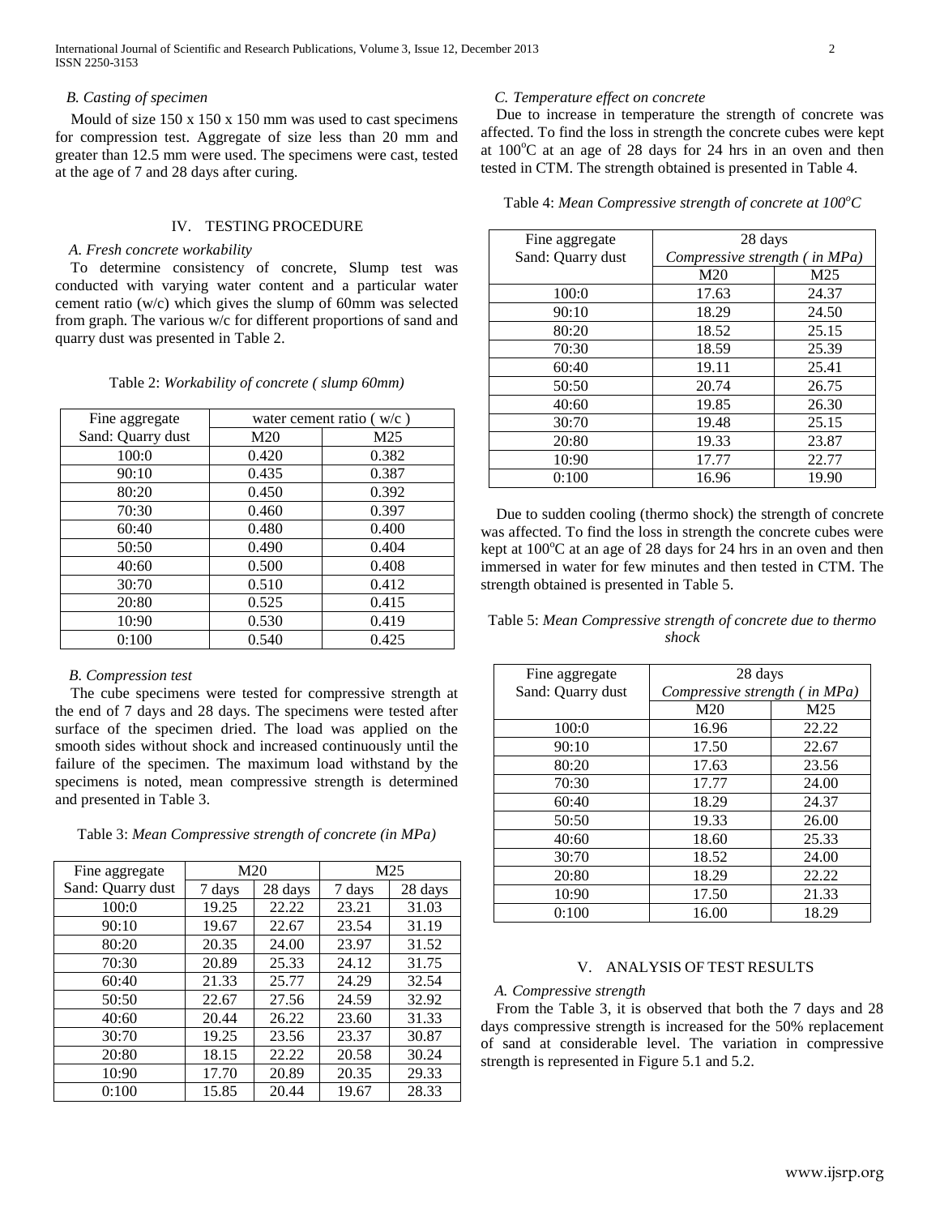### B. Casting of specimen

Mould of size 150 x 150 x 150 mm was used to cast specimens for compression test. Aggregate of size less than 20 mm and greater than 12.5 mm were used. The specimens were cast, tested at the age of 7 and 28 days after curing.

## IV. TESTING PROCEDURE

### A. Fresh concrete workability

To determine consistency of concrete, Slump test was conducted with varying water content and a particular water cement ratio (w/c) which gives the slump of 60mm was selected from graph. The various w/c for different proportions of sand and quarry dust was presented in Table 2.

Table 2: *Workability of concrete ( slump 60mm)*

| Fine aggregate Sand: Quarry dust | water cement ratio ( w/c ) | |
|---|---|---|
| | M20 | M25 |
| 100:0 | 0.420 | 0.382 |
| 90:10 | 0.435 | 0.387 |
| 80:20 | 0.450 | 0.392 |
| 70:30 | 0.460 | 0.397 |
| 60:40 | 0.480 | 0.400 |
| 50:50 | 0.490 | 0.404 |
| 40:60 | 0.500 | 0.408 |
| 30:70 | 0.510 | 0.412 |
| 20:80 | 0.525 | 0.415 |
| 10:90 | 0.530 | 0.419 |
| 0:100 | 0.540 | 0.425 |

### B. Compression test

The cube specimens were tested for compressive strength at the end of 7 days and 28 days. The specimens were tested after surface of the specimen dried. The load was applied on the smooth sides without shock and increased continuously until the failure of the specimen. The maximum load withstand by the specimens is noted, mean compressive strength is determined and presented in Table 3.

Table 3: *Mean Compressive strength of concrete (in MPa)*

| Fine aggregate Sand: Quarry dust | M20 | | M25 | |
|---|---|---|---|---|
| | 7 days | 28 days | 7 days | 28 days |
| 100:0 | 19.25 | 22.22 | 23.21 | 31.03 |
| 90:10 | 19.67 | 22.67 | 23.54 | 31.19 |
| 80:20 | 20.35 | 24.00 | 23.97 | 31.52 |
| 70:30 | 20.89 | 25.33 | 24.12 | 31.75 |
| 60:40 | 21.33 | 25.77 | 24.29 | 32.54 |
| 50:50 | 22.67 | 27.56 | 24.59 | 32.92 |
| 40:60 | 20.44 | 26.22 | 23.60 | 31.33 |
| 30:70 | 19.25 | 23.56 | 23.37 | 30.87 |
| 20:80 | 18.15 | 22.22 | 20.58 | 30.24 |
| 10:90 | 17.70 | 20.89 | 20.35 | 29.33 |
| 0:100 | 15.85 | 20.44 | 19.67 | 28.33 |

### C. Temperature effect on concrete

Due to increase in temperature the strength of concrete was affected. To find the loss in strength the concrete cubes were kept at 100°C at an age of 28 days for 24 hrs in an oven and then tested in CTM. The strength obtained is presented in Table 4.

Table 4: *Mean Compressive strength of concrete at 100°C*

| Fine aggregate Sand: Quarry dust | 28 days Compressive strength ( in MPa) | |
|---|---|---|
| | M20 | M25 |
| 100:0 | 17.63 | 24.37 |
| 90:10 | 18.29 | 24.50 |
| 80:20 | 18.52 | 25.15 |
| 70:30 | 18.59 | 25.39 |
| 60:40 | 19.11 | 25.41 |
| 50:50 | 20.74 | 26.75 |
| 40:60 | 19.85 | 26.30 |
| 30:70 | 19.48 | 25.15 |
| 20:80 | 19.33 | 23.87 |
| 10:90 | 17.77 | 22.77 |
| 0:100 | 16.96 | 19.90 |

Due to sudden cooling (thermo shock) the strength of concrete was affected. To find the loss in strength the concrete cubes were kept at 100°C at an age of 28 days for 24 hrs in an oven and then immersed in water for few minutes and then tested in CTM. The strength obtained is presented in Table 5.

Table 5: *Mean Compressive strength of concrete due to thermo shock*

| Fine aggregate Sand: Quarry dust | 28 days Compressive strength ( in MPa) | |
|---|---|---|
| | M20 | M25 |
| 100:0 | 16.96 | 22.22 |
| 90:10 | 17.50 | 22.67 |
| 80:20 | 17.63 | 23.56 |
| 70:30 | 17.77 | 24.00 |
| 60:40 | 18.29 | 24.37 |
| 50:50 | 19.33 | 26.00 |
| 40:60 | 18.60 | 25.33 |
| 30:70 | 18.52 | 24.00 |
| 20:80 | 18.29 | 22.22 |
| 10:90 | 17.50 | 21.33 |
| 0:100 | 16.00 | 18.29 |

## V. ANALYSIS OF TEST RESULTS

### A. Compressive strength

From the Table 3, it is observed that both the 7 days and 28 days compressive strength is increased for the 50% replacement of sand at considerable level. The variation in compressive strength is represented in Figure 5.1 and 5.2.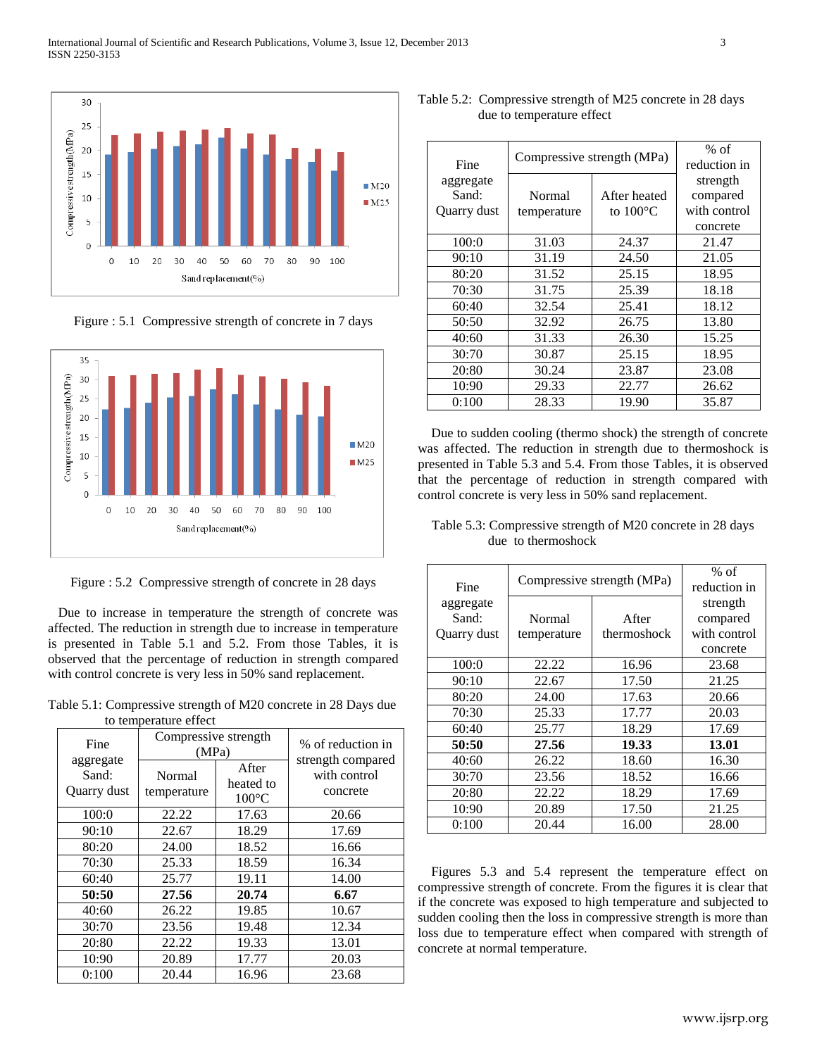Figure : 5.1 Compressive strength of concrete in 7 days

Figure : 5.2 Compressive strength of concrete in 28 days

Due to increase in temperature the strength of concrete was affected. The reduction in strength due to increase in temperature is presented in Table 5.1 and 5.2. From those Tables, it is observed that the percentage of reduction in strength compared with control concrete is very less in 50% sand replacement.

Table 5.1: Compressive strength of M20 concrete in 28 Days due to temperature effect

| Fine aggregate Sand: Quarry dust | Compressive strength (MPa) | | % of reduction in strength compared with control concrete |
|---|---|---|---|
| | Normal temperature | After heated to 100°C | |
| 100:0 | 22.22 | 17.63 | 20.66 |
| 90:10 | 22.67 | 18.29 | 17.69 |
| 80:20 | 24.00 | 18.52 | 16.66 |
| 70:30 | 25.33 | 18.59 | 16.34 |
| 60:40 | 25.77 | 19.11 | 14.00 |
| **50:50** | **27.56** | **20.74** | **6.67** |
| 40:60 | 26.22 | 19.85 | 10.67 |
| 30:70 | 23.56 | 19.48 | 12.34 |
| 20:80 | 22.22 | 19.33 | 13.01 |
| 10:90 | 20.89 | 17.77 | 20.03 |
| 0:100 | 20.44 | 16.96 | 23.68 |

Table 5.2: Compressive strength of M25 concrete in 28 days due to temperature effect

| Fine aggregate Sand: Quarry dust | Compressive strength (MPa) | | % of reduction in strength compared with control concrete |
|---|---|---|---|
| | Normal temperature | After heated to 100°C | |
| 100:0 | 31.03 | 24.37 | 21.47 |
| 90:10 | 31.19 | 24.50 | 21.05 |
| 80:20 | 31.52 | 25.15 | 18.95 |
| 70:30 | 31.75 | 25.39 | 18.18 |
| 60:40 | 32.54 | 25.41 | 18.12 |
| 50:50 | 32.92 | 26.75 | 13.80 |
| 40:60 | 31.33 | 26.30 | 15.25 |
| 30:70 | 30.87 | 25.15 | 18.95 |
| 20:80 | 30.24 | 23.87 | 23.08 |
| 10:90 | 29.33 | 22.77 | 26.62 |
| 0:100 | 28.33 | 19.90 | 35.87 |

Due to sudden cooling (thermo shock) the strength of concrete was affected. The reduction in strength due to thermoshock is presented in Table 5.3 and 5.4. From those Tables, it is observed that the percentage of reduction in strength compared with control concrete is very less in 50% sand replacement.

Table 5.3: Compressive strength of M20 concrete in 28 days due to thermoshock

| Fine aggregate Sand: Quarry dust | Compressive strength (MPa) | | % of reduction in strength compared with control concrete |
|---|---|---|---|
| | Normal temperature | After thermoshock | |
| 100:0 | 22.22 | 16.96 | 23.68 |
| 90:10 | 22.67 | 17.50 | 21.25 |
| 80:20 | 24.00 | 17.63 | 20.66 |
| 70:30 | 25.33 | 17.77 | 20.03 |
| 60:40 | 25.77 | 18.29 | 17.69 |
| **50:50** | **27.56** | **19.33** | **13.01** |
| 40:60 | 26.22 | 18.60 | 16.30 |
| 30:70 | 23.56 | 18.52 | 16.66 |
| 20:80 | 22.22 | 18.29 | 17.69 |
| 10:90 | 20.89 | 17.50 | 21.25 |
| 0:100 | 20.44 | 16.00 | 28.00 |

Figures 5.3 and 5.4 represent the temperature effect on compressive strength of concrete. From the figures it is clear that if the concrete was exposed to high temperature and subjected to sudden cooling then the loss in compressive strength is more than loss due to temperature effect when compared with strength of concrete at normal temperature.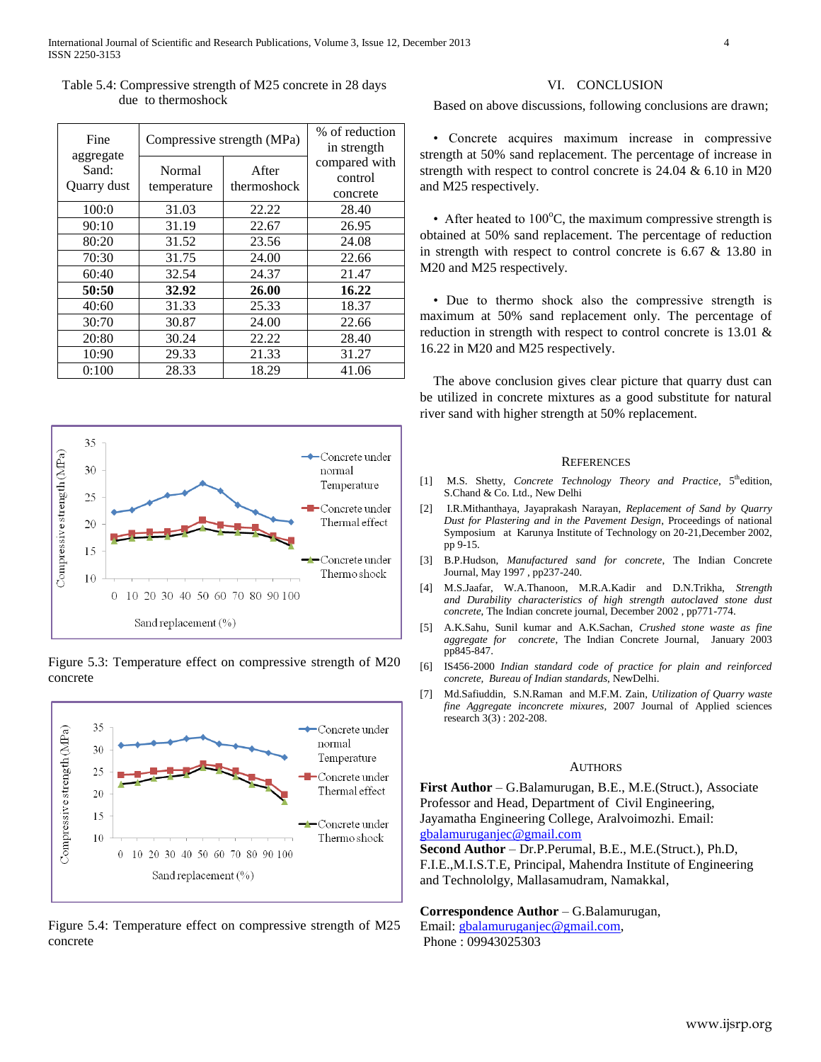Table 5.4: Compressive strength of M25 concrete in 28 days due to thermoshock

| Fine aggregate Sand: Quarry dust | Compressive strength (MPa) | | % of reduction in strength compared with control concrete |
|---|---|---|---|
| | Normal temperature | After thermoshock | |
| 100:0 | 31.03 | 22.22 | 28.40 |
| 90:10 | 31.19 | 22.67 | 26.95 |
| 80:20 | 31.52 | 23.56 | 24.08 |
| 70:30 | 31.75 | 24.00 | 22.66 |
| 60:40 | 32.54 | 24.37 | 21.47 |
| **50:50** | **32.92** | **26.00** | **16.22** |
| 40:60 | 31.33 | 25.33 | 18.37 |
| 30:70 | 30.87 | 24.00 | 22.66 |
| 20:80 | 30.24 | 22.22 | 28.40 |
| 10:90 | 29.33 | 21.33 | 31.27 |
| 0:100 | 28.33 | 18.29 | 41.06 |

Compressive strength (MPa)
35
30
25
20
15
10
0 10 20 30 40 50 60 70 80 90 100
Sand replacement (%)
Concrete under normal Temperature
Concrete under Thermal effect
Concrete under Thermo shock

Figure 5.3: Temperature effect on compressive strength of M20 concrete

Compressive strength (MPa)
35
30
25
20
15
10
0 10 20 30 40 50 60 70 80 90 100
Sand replacement (%)
Concrete under normal Temperature
Concrete under Thermal effect
Concrete under Thermo shock

Figure 5.4: Temperature effect on compressive strength of M25 concrete

## VI. CONCLUSION

Based on above discussions, following conclusions are drawn;

- Concrete acquires maximum increase in compressive strength at 50% sand replacement. The percentage of increase in strength with respect to control concrete is 24.04 & 6.10 in M20 and M25 respectively.

- After heated to 100°C, the maximum compressive strength is obtained at 50% sand replacement. The percentage of reduction in strength with respect to control concrete is 6.67 & 13.80 in M20 and M25 respectively.

- Due to thermo shock also the compressive strength is maximum at 50% sand replacement only. The percentage of reduction in strength with respect to control concrete is 13.01 & 16.22 in M20 and M25 respectively.

The above conclusion gives clear picture that quarry dust can be utilized in concrete mixtures as a good substitute for natural river sand with higher strength at 50% replacement.

## REFERENCES

[1] M.S. Shetty, *Concrete Technology Theory and Practice*, 5th edition, S.Chand & Co. Ltd., New Delhi

[2] I.R.Mithanthaya, Jayaprakash Narayan, *Replacement of Sand by Quarry Dust for Plastering and in the Pavement Design*, Proceedings of national Symposium at Karunya Institute of Technology on 20-21,December 2002, pp 9-15.

[3] B.P.Hudson, *Manufactured sand for concrete*, The Indian Concrete Journal, May 1997 , pp237-240.

[4] M.S.Jaafar, W.A.Thanoon, M.R.A.Kadir and D.N.Trikha, *Strength and Durability characteristics of high strength autoclaved stone dust concrete*, The Indian concrete journal, December 2002 , pp771-774.

[5] A.K.Sahu, Sunil kumar and A.K.Sachan, *Crushed stone waste as fine aggregate for concrete*, The Indian Concrete Journal, January 2003 pp845-847.

[6] IS456-2000 *Indian standard code of practice for plain and reinforced concrete, Bureau of Indian standards*, NewDelhi.

[7] Md.Safiuddin, S.N.Raman and M.F.M. Zain, *Utilization of Quarry waste fine Aggregate inconcrete mixures*, 2007 Journal of Applied sciences research 3(3) : 202-208.

## AUTHORS

**First Author** – G.Balamurugan, B.E., M.E.(Struct.), Associate Professor and Head, Department of Civil Engineering, Jayamatha Engineering College, Aralvoimozhi. Email: gbalamuruganjec@gmail.com

**Second Author** – Dr.P.Perumal, B.E., M.E.(Struct.), Ph.D, F.I.E.,M.I.S.T.E, Principal, Mahendra Institute of Engineering and Technololgy, Mallasamudram, Namakkal,

**Correspondence Author** – G.Balamurugan, Email: gbalamuruganjec@gmail.com, Phone : 09943025303